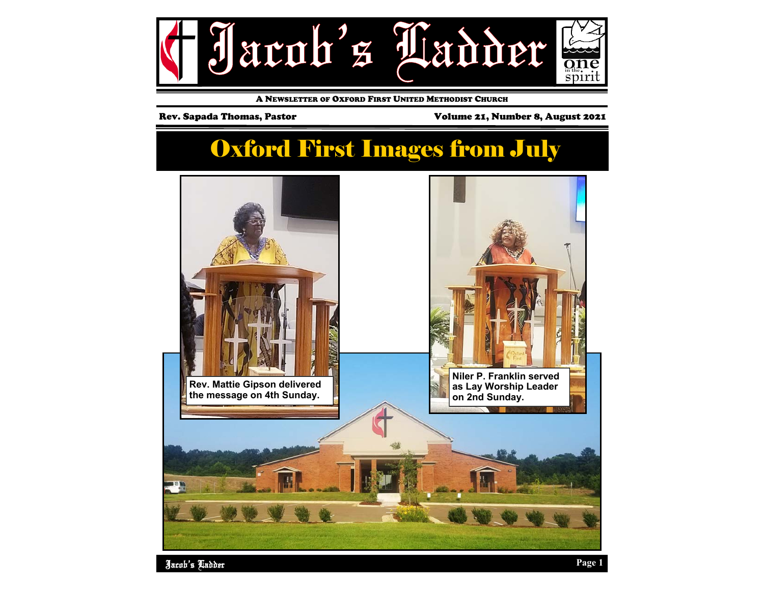# Jacob's Ladder

A NEWSLETTER OF OXFORD FIRST UNITED METHODIST CHURCH

Rev. Sapada Thomas, Pastor

Volume 21, Number 8, August 2021

## Oxford First Images from July

Rev. Mattie Gipson delivered the message on 4th Sunday.

Niler P. Franklin served as Lay Worship Leader on 2nd Sunday.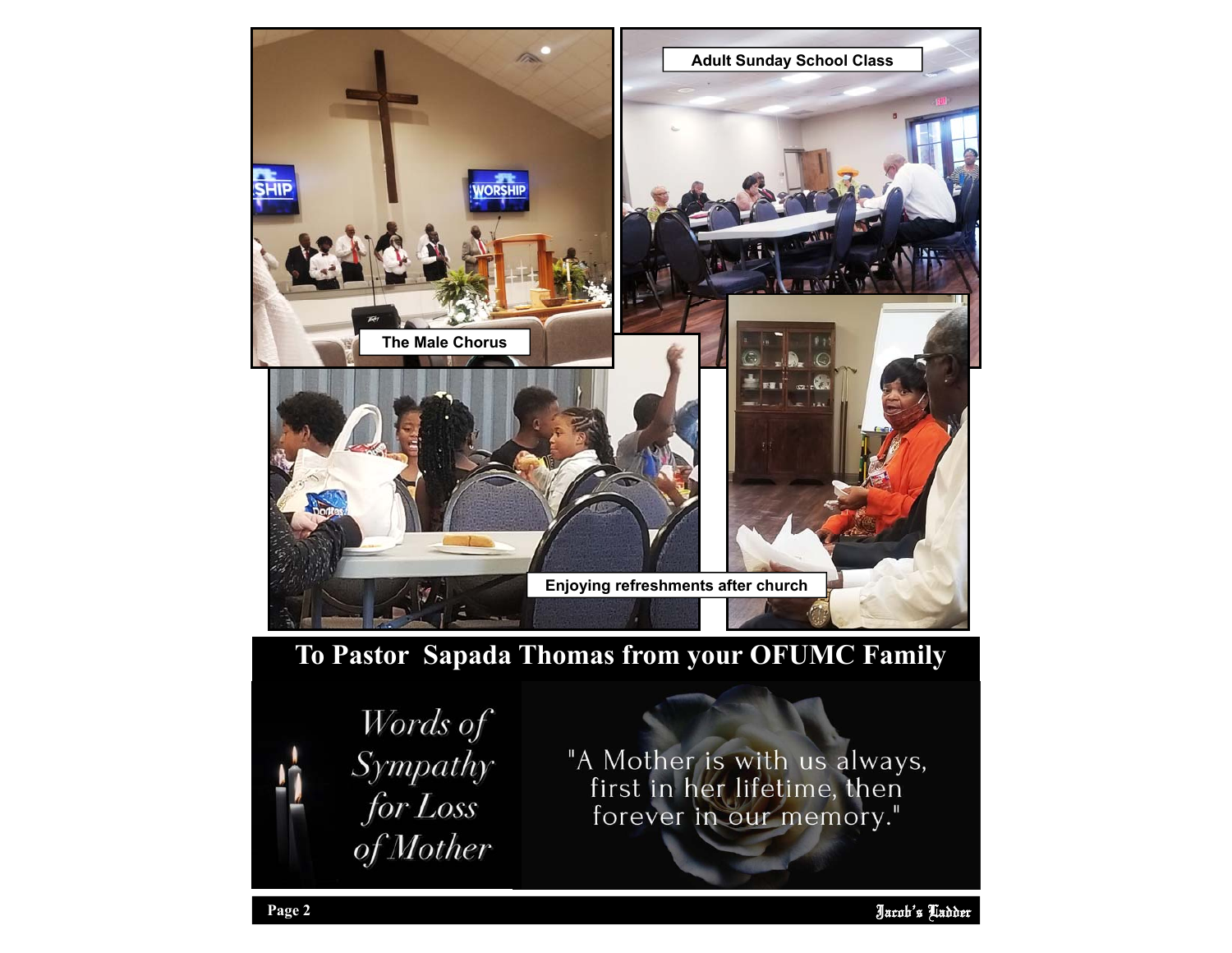Adult Sunday School Class

The Male Chorus

Enjoying refreshments after church

## To Pastor Sapada Thomas from your OFUMC Family

*Words of Sympathy for Loss of Mother*

"A Mother is with us always, first in her lifetime, then forever in our memory."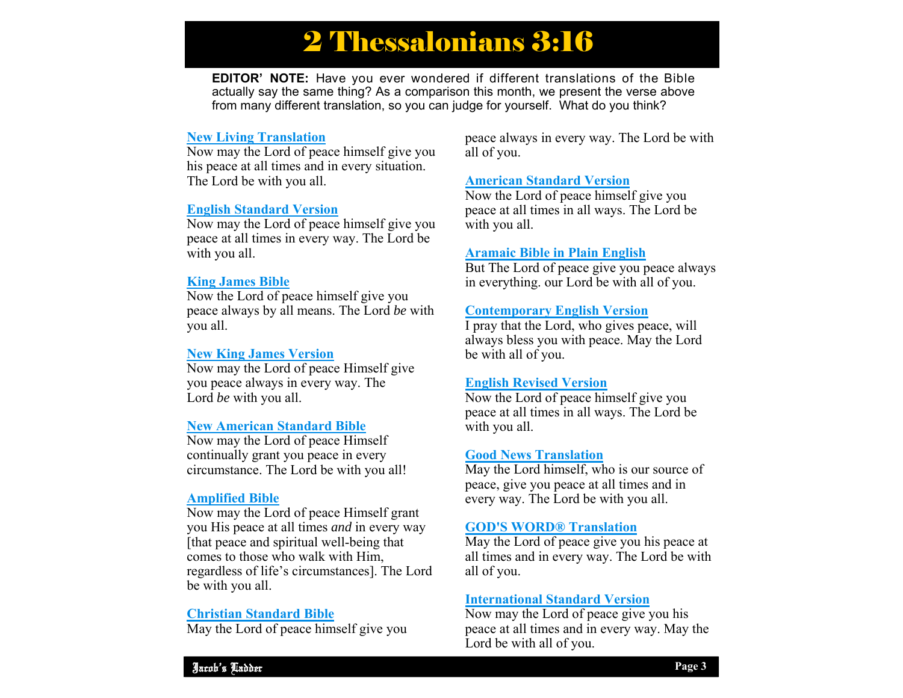# 2 Thessalonians 3:16

**EDITOR' NOTE:** Have you ever wondered if different translations of the Bible actually say the same thing? As a comparison this month, we present the verse above from many different translation, so you can judge for yourself. What do you think?

**New Living Translation**
Now may the Lord of peace himself give you his peace at all times and in every situation. The Lord be with you all.

**English Standard Version**
Now may the Lord of peace himself give you peace at all times in every way. The Lord be with you all.

**King James Bible**
Now the Lord of peace himself give you peace always by all means. The Lord *be* with you all.

**New King James Version**
Now may the Lord of peace Himself give you peace always in every way. The Lord *be* with you all.

**New American Standard Bible**
Now may the Lord of peace Himself continually grant you peace in every circumstance. The Lord be with you all!

**Amplified Bible**
Now may the Lord of peace Himself grant you His peace at all times *and* in every way [that peace and spiritual well-being that comes to those who walk with Him, regardless of life's circumstances]. The Lord be with you all.

**Christian Standard Bible**
May the Lord of peace himself give you peace always in every way. The Lord be with all of you.

**American Standard Version**
Now the Lord of peace himself give you peace at all times in all ways. The Lord be with you all.

**Aramaic Bible in Plain English**
But The Lord of peace give you peace always in everything. our Lord be with all of you.

**Contemporary English Version**
I pray that the Lord, who gives peace, will always bless you with peace. May the Lord be with all of you.

**English Revised Version**
Now the Lord of peace himself give you peace at all times in all ways. The Lord be with you all.

**Good News Translation**
May the Lord himself, who is our source of peace, give you peace at all times and in every way. The Lord be with you all.

**GOD'S WORD® Translation**
May the Lord of peace give you his peace at all times and in every way. The Lord be with all of you.

**International Standard Version**
Now may the Lord of peace give you his peace at all times and in every way. May the Lord be with all of you.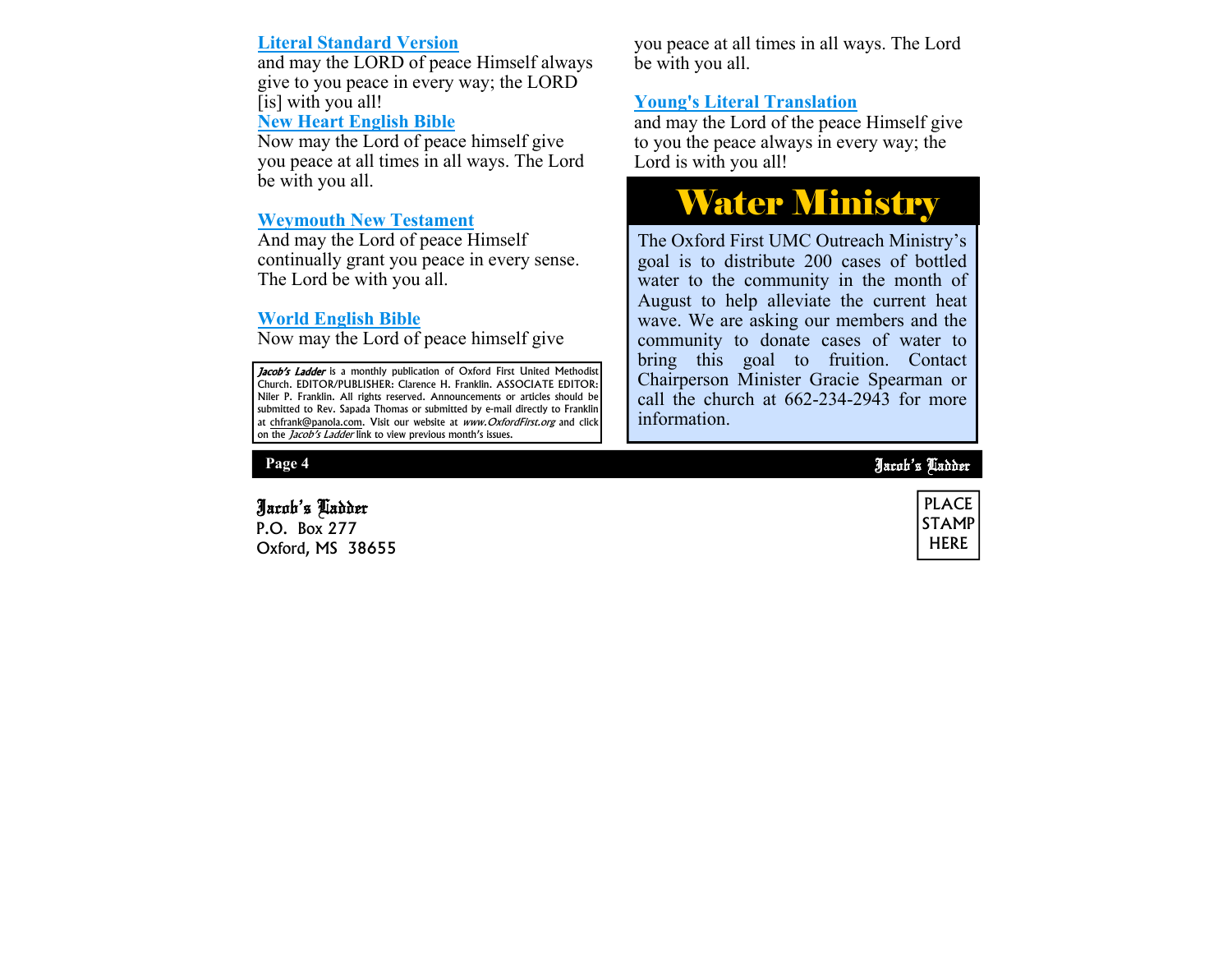**Literal Standard Version**
and may the LORD of peace Himself always give to you peace in every way; the LORD [is] with you all!

**New Heart English Bible**
Now may the Lord of peace himself give you peace at all times in all ways. The Lord be with you all.

**Weymouth New Testament**
And may the Lord of peace Himself continually grant you peace in every sense. The Lord be with you all.

**World English Bible**
Now may the Lord of peace himself give you peace at all times in all ways. The Lord be with you all.

**Young's Literal Translation**
and may the Lord of the peace Himself give to you the peace always in every way; the Lord is with you all!

*Jacob's Ladder* is a monthly publication of Oxford First United Methodist Church. EDITOR/PUBLISHER: Clarence H. Franklin. ASSOCIATE EDITOR: Niler P. Franklin. All rights reserved. Announcements or articles should be submitted to Rev. Sapada Thomas or submitted by e-mail directly to Franklin at chfrank@panola.com. Visit our website at *www.OxfordFirst.org* and click on the *Jacob's Ladder* link to view previous month's issues.

# Water Ministry

The Oxford First UMC Outreach Ministry's goal is to distribute 200 cases of bottled water to the community in the month of August to help alleviate the current heat wave. We are asking our members and the community to donate cases of water to bring this goal to fruition. Contact Chairperson Minister Gracie Spearman or call the church at 662-234-2943 for more information.

Jacob's Ladder
P.O. Box 277
Oxford, MS 38655

PLACE STAMP HERE